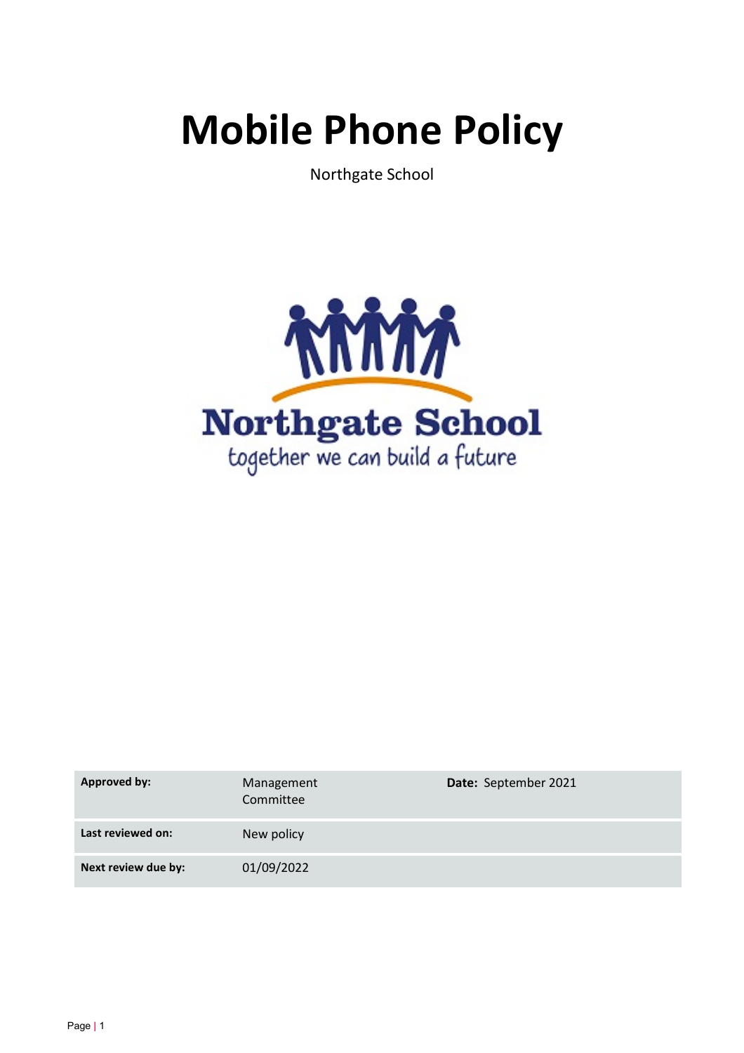# Mobile Phone Policy

Northgate School

Northgate School
together we can build a future

| **Approved by:** | Management Committee | **Date:** September 2021 |
|---|---|---|
| **Last reviewed on:** | New policy | |
| **Next review due by:** | 01/09/2022 | |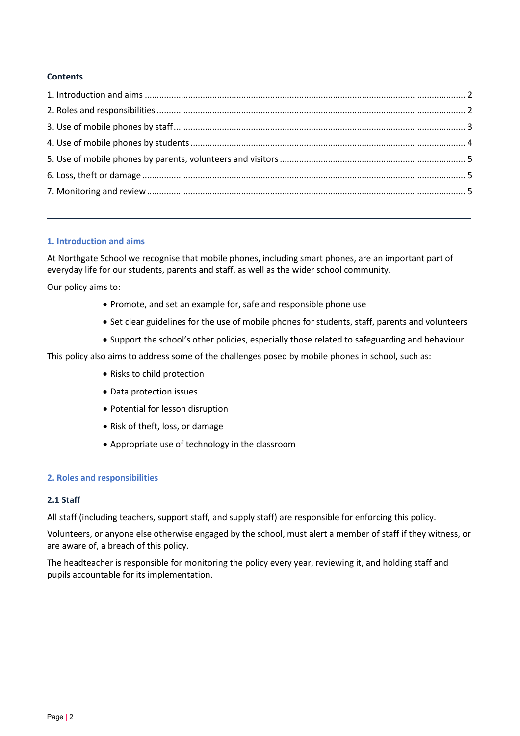**Contents**

1. Introduction and aims ..... 2
2. Roles and responsibilities ..... 2
3. Use of mobile phones by staff ..... 3
4. Use of mobile phones by students ..... 4
5. Use of mobile phones by parents, volunteers and visitors ..... 5
6. Loss, theft or damage ..... 5
7. Monitoring and review ..... 5

---

## 1. Introduction and aims

At Northgate School we recognise that mobile phones, including smart phones, are an important part of everyday life for our students, parents and staff, as well as the wider school community.

Our policy aims to:

- Promote, and set an example for, safe and responsible phone use
- Set clear guidelines for the use of mobile phones for students, staff, parents and volunteers
- Support the school's other policies, especially those related to safeguarding and behaviour

This policy also aims to address some of the challenges posed by mobile phones in school, such as:

- Risks to child protection
- Data protection issues
- Potential for lesson disruption
- Risk of theft, loss, or damage
- Appropriate use of technology in the classroom

## 2. Roles and responsibilities

### 2.1 Staff

All staff (including teachers, support staff, and supply staff) are responsible for enforcing this policy.

Volunteers, or anyone else otherwise engaged by the school, must alert a member of staff if they witness, or are aware of, a breach of this policy.

The headteacher is responsible for monitoring the policy every year, reviewing it, and holding staff and pupils accountable for its implementation.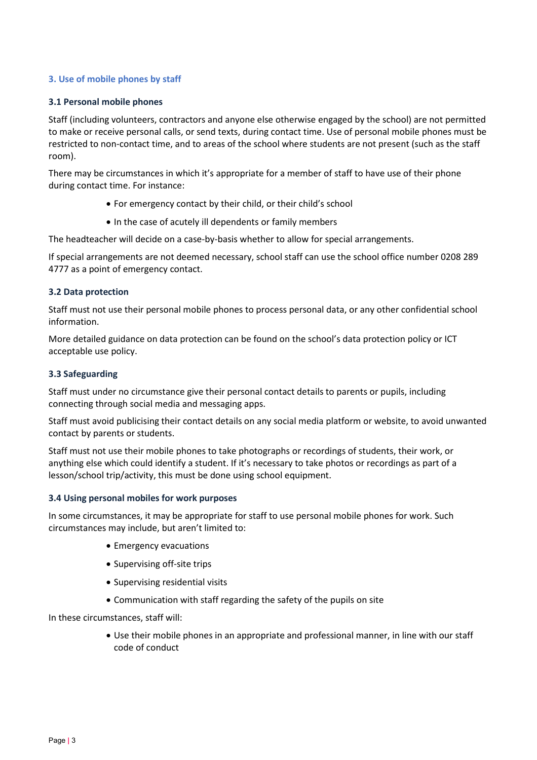## 3. Use of mobile phones by staff

### 3.1 Personal mobile phones

Staff (including volunteers, contractors and anyone else otherwise engaged by the school) are not permitted to make or receive personal calls, or send texts, during contact time. Use of personal mobile phones must be restricted to non-contact time, and to areas of the school where students are not present (such as the staff room).

There may be circumstances in which it's appropriate for a member of staff to have use of their phone during contact time. For instance:

- For emergency contact by their child, or their child's school
- In the case of acutely ill dependents or family members

The headteacher will decide on a case-by-basis whether to allow for special arrangements.

If special arrangements are not deemed necessary, school staff can use the school office number 0208 289 4777 as a point of emergency contact.

### 3.2 Data protection

Staff must not use their personal mobile phones to process personal data, or any other confidential school information.

More detailed guidance on data protection can be found on the school's data protection policy or ICT acceptable use policy.

### 3.3 Safeguarding

Staff must under no circumstance give their personal contact details to parents or pupils, including connecting through social media and messaging apps.

Staff must avoid publicising their contact details on any social media platform or website, to avoid unwanted contact by parents or students.

Staff must not use their mobile phones to take photographs or recordings of students, their work, or anything else which could identify a student. If it's necessary to take photos or recordings as part of a lesson/school trip/activity, this must be done using school equipment.

### 3.4 Using personal mobiles for work purposes

In some circumstances, it may be appropriate for staff to use personal mobile phones for work. Such circumstances may include, but aren't limited to:

- Emergency evacuations
- Supervising off-site trips
- Supervising residential visits
- Communication with staff regarding the safety of the pupils on site

In these circumstances, staff will:

- Use their mobile phones in an appropriate and professional manner, in line with our staff code of conduct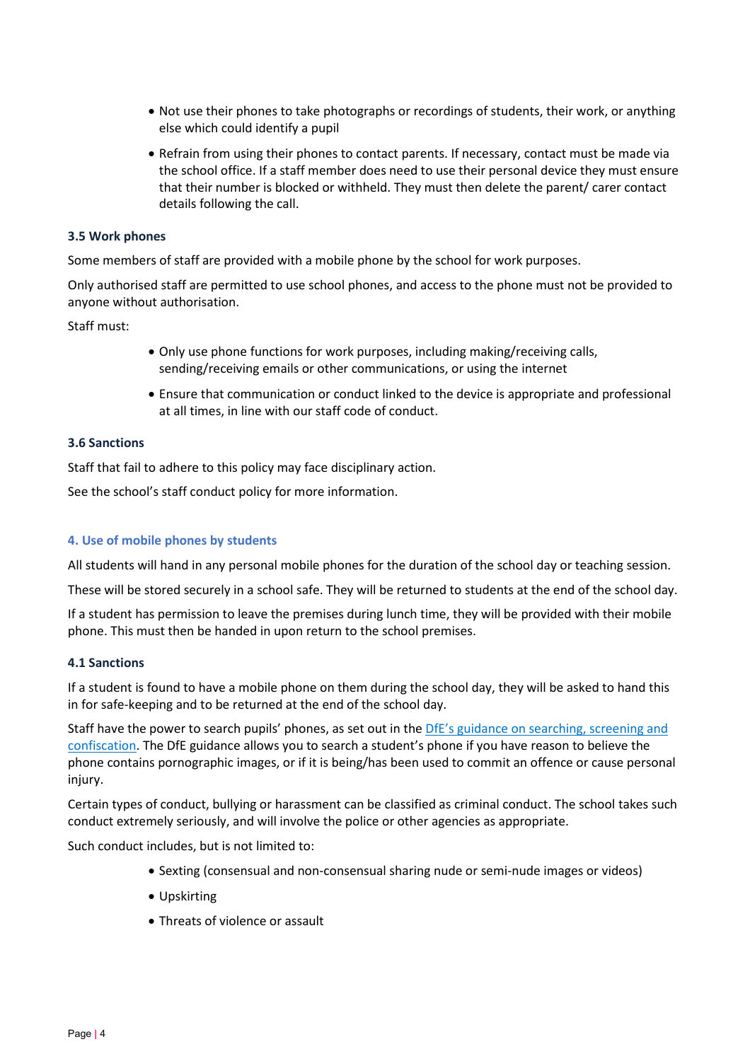- Not use their phones to take photographs or recordings of students, their work, or anything else which could identify a pupil
- Refrain from using their phones to contact parents. If necessary, contact must be made via the school office. If a staff member does need to use their personal device they must ensure that their number is blocked or withheld. They must then delete the parent/ carer contact details following the call.

### 3.5 Work phones

Some members of staff are provided with a mobile phone by the school for work purposes.

Only authorised staff are permitted to use school phones, and access to the phone must not be provided to anyone without authorisation.

Staff must:

- Only use phone functions for work purposes, including making/receiving calls, sending/receiving emails or other communications, or using the internet
- Ensure that communication or conduct linked to the device is appropriate and professional at all times, in line with our staff code of conduct.

### 3.6 Sanctions

Staff that fail to adhere to this policy may face disciplinary action.

See the school's staff conduct policy for more information.

## 4. Use of mobile phones by students

All students will hand in any personal mobile phones for the duration of the school day or teaching session.

These will be stored securely in a school safe. They will be returned to students at the end of the school day.

If a student has permission to leave the premises during lunch time, they will be provided with their mobile phone. This must then be handed in upon return to the school premises.

### 4.1 Sanctions

If a student is found to have a mobile phone on them during the school day, they will be asked to hand this in for safe-keeping and to be returned at the end of the school day.

Staff have the power to search pupils' phones, as set out in the DfE's guidance on searching, screening and confiscation. The DfE guidance allows you to search a student's phone if you have reason to believe the phone contains pornographic images, or if it is being/has been used to commit an offence or cause personal injury.

Certain types of conduct, bullying or harassment can be classified as criminal conduct. The school takes such conduct extremely seriously, and will involve the police or other agencies as appropriate.

Such conduct includes, but is not limited to:

- Sexting (consensual and non-consensual sharing nude or semi-nude images or videos)
- Upskirting
- Threats of violence or assault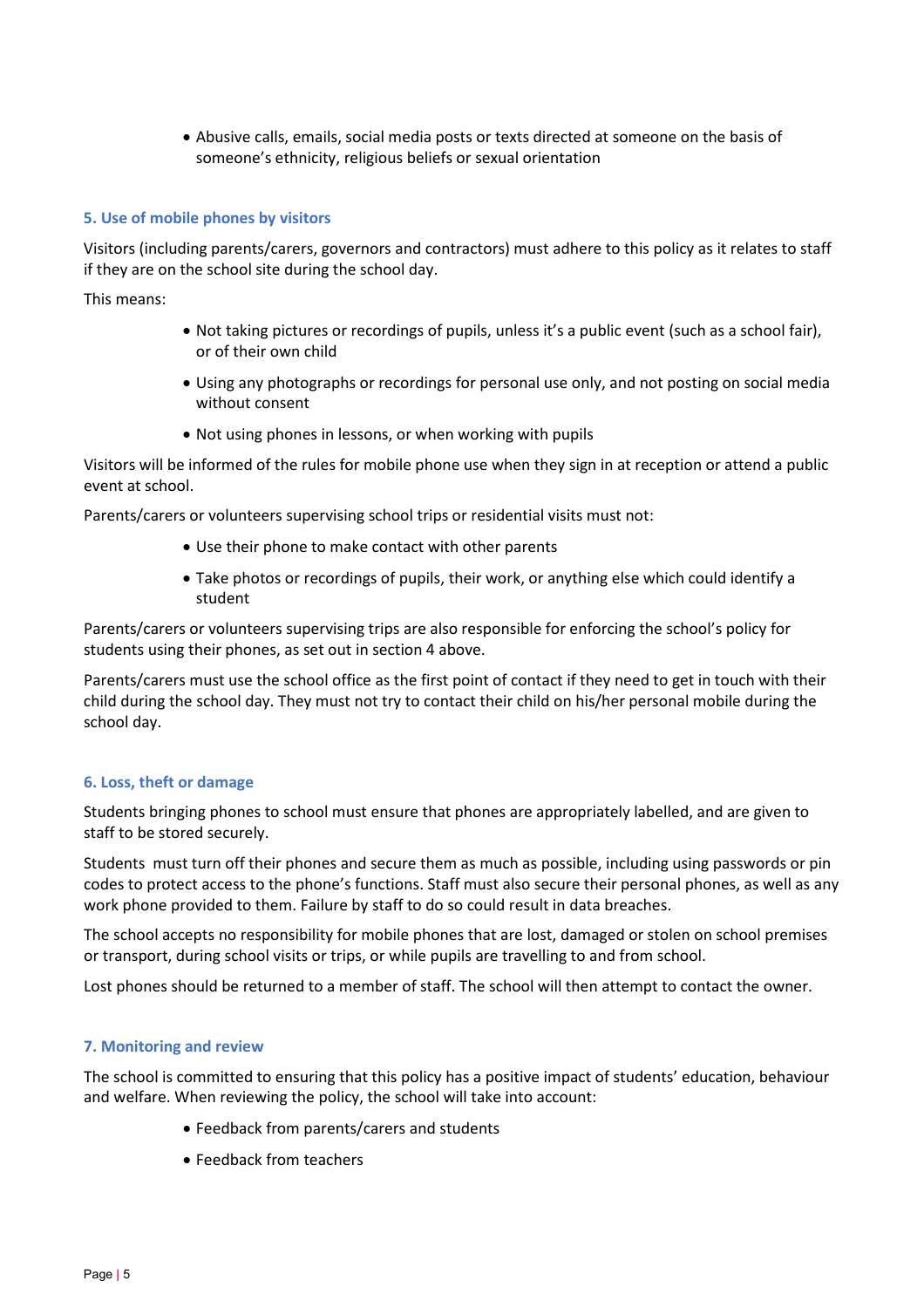- Abusive calls, emails, social media posts or texts directed at someone on the basis of someone's ethnicity, religious beliefs or sexual orientation

## 5. Use of mobile phones by visitors

Visitors (including parents/carers, governors and contractors) must adhere to this policy as it relates to staff if they are on the school site during the school day.

This means:

- Not taking pictures or recordings of pupils, unless it's a public event (such as a school fair), or of their own child
- Using any photographs or recordings for personal use only, and not posting on social media without consent
- Not using phones in lessons, or when working with pupils

Visitors will be informed of the rules for mobile phone use when they sign in at reception or attend a public event at school.

Parents/carers or volunteers supervising school trips or residential visits must not:

- Use their phone to make contact with other parents
- Take photos or recordings of pupils, their work, or anything else which could identify a student

Parents/carers or volunteers supervising trips are also responsible for enforcing the school's policy for students using their phones, as set out in section 4 above.

Parents/carers must use the school office as the first point of contact if they need to get in touch with their child during the school day. They must not try to contact their child on his/her personal mobile during the school day.

## 6. Loss, theft or damage

Students bringing phones to school must ensure that phones are appropriately labelled, and are given to staff to be stored securely.

Students must turn off their phones and secure them as much as possible, including using passwords or pin codes to protect access to the phone's functions. Staff must also secure their personal phones, as well as any work phone provided to them. Failure by staff to do so could result in data breaches.

The school accepts no responsibility for mobile phones that are lost, damaged or stolen on school premises or transport, during school visits or trips, or while pupils are travelling to and from school.

Lost phones should be returned to a member of staff. The school will then attempt to contact the owner.

## 7. Monitoring and review

The school is committed to ensuring that this policy has a positive impact of students' education, behaviour and welfare. When reviewing the policy, the school will take into account:

- Feedback from parents/carers and students
- Feedback from teachers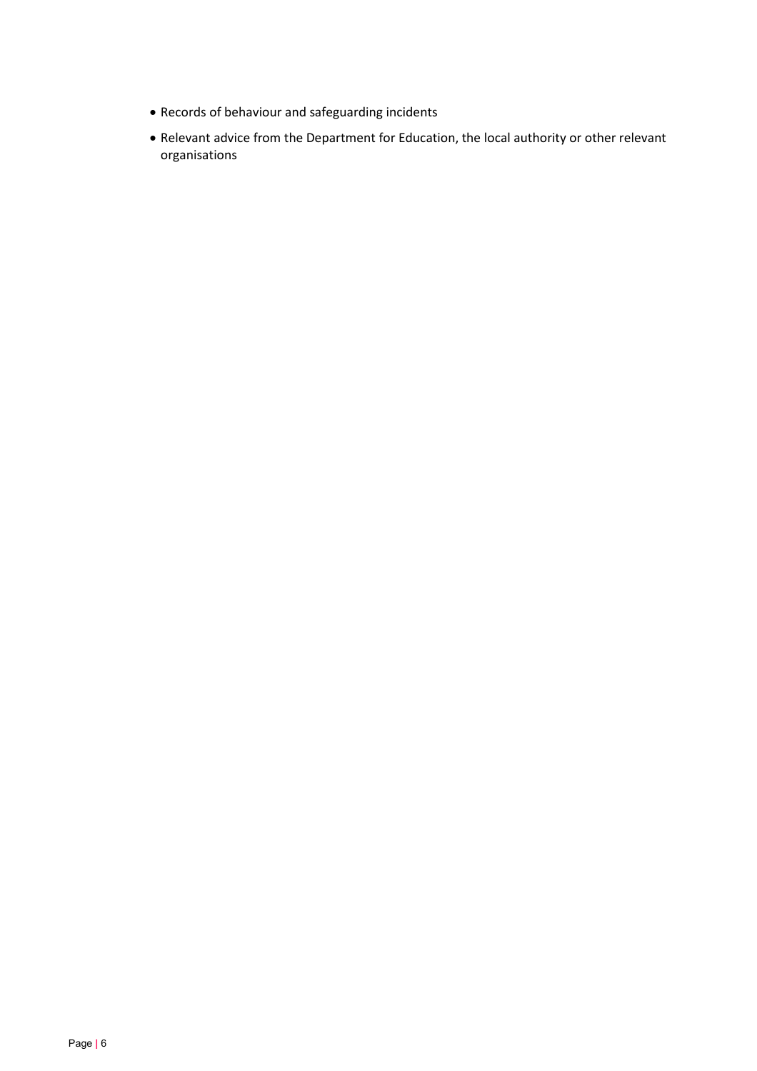- Records of behaviour and safeguarding incidents
- Relevant advice from the Department for Education, the local authority or other relevant organisations